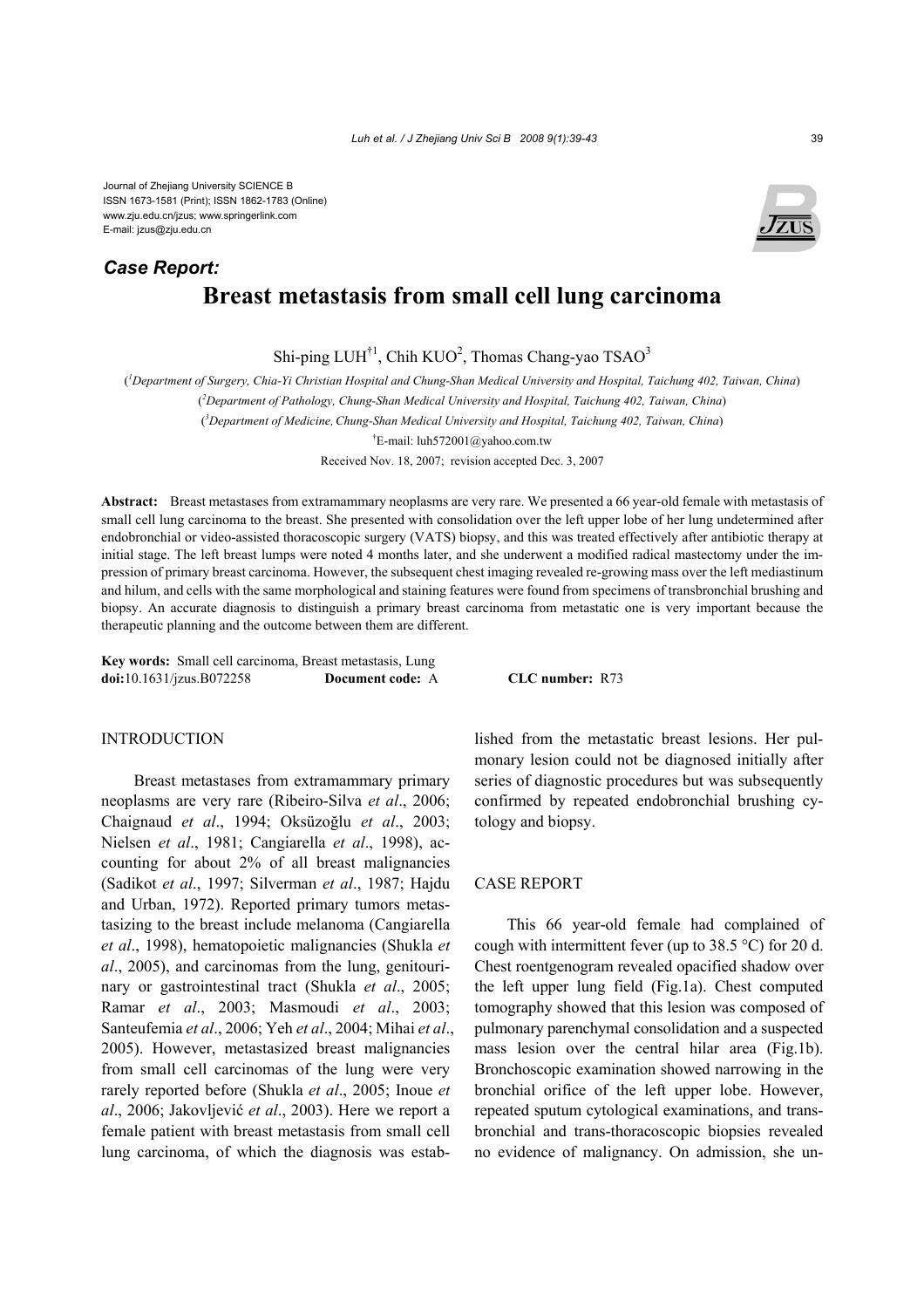Journal of Zhejiang University SCIENCE B
ISSN 1673-1581 (Print); ISSN 1862-1783 (Online)
www.zju.edu.cn/jzus; www.springerlink.com
E-mail: jzus@zju.edu.cn

***Case Report:***

# Breast metastasis from small cell lung carcinoma

Shi-ping LUH[†1], Chih KUO[2], Thomas Chang-yao TSAO[3]

([1]*Department of Surgery, Chia-Yi Christian Hospital and Chung-Shan Medical University and Hospital, Taichung 402, Taiwan, China*)

([2]*Department of Pathology, Chung-Shan Medical University and Hospital, Taichung 402, Taiwan, China*)

([3]*Department of Medicine, Chung-Shan Medical University and Hospital, Taichung 402, Taiwan, China*)

[†]E-mail: luh572001@yahoo.com.tw

Received Nov. 18, 2007; revision accepted Dec. 3, 2007

**Abstract:** Breast metastases from extramammary neoplasms are very rare. We presented a 66 year-old female with metastasis of small cell lung carcinoma to the breast. She presented with consolidation over the left upper lobe of her lung undetermined after endobronchial or video-assisted thoracoscopic surgery (VATS) biopsy, and this was treated effectively after antibiotic therapy at initial stage. The left breast lumps were noted 4 months later, and she underwent a modified radical mastectomy under the impression of primary breast carcinoma. However, the subsequent chest imaging revealed re-growing mass over the left mediastinum and hilum, and cells with the same morphological and staining features were found from specimens of transbronchial brushing and biopsy. An accurate diagnosis to distinguish a primary breast carcinoma from metastatic one is very important because the therapeutic planning and the outcome between them are different.

**Key words:** Small cell carcinoma, Breast metastasis, Lung
**doi:**10.1631/jzus.B072258 **Document code:** A **CLC number:** R73

## INTRODUCTION

Breast metastases from extramammary primary neoplasms are very rare (Ribeiro-Silva *et al*., 2006; Chaignaud *et al*., 1994; Oksüzoğlu *et al*., 2003; Nielsen *et al*., 1981; Cangiarella *et al*., 1998), accounting for about 2% of all breast malignancies (Sadikot *et al*., 1997; Silverman *et al*., 1987; Hajdu and Urban, 1972). Reported primary tumors metastasizing to the breast include melanoma (Cangiarella *et al*., 1998), hematopoietic malignancies (Shukla *et al*., 2005), and carcinomas from the lung, genitourinary or gastrointestinal tract (Shukla *et al*., 2005; Ramar *et al*., 2003; Masmoudi *et al*., 2003; Santeufemia *et al*., 2006; Yeh *et al*., 2004; Mihai *et al*., 2005). However, metastasized breast malignancies from small cell carcinomas of the lung were very rarely reported before (Shukla *et al*., 2005; Inoue *et al*., 2006; Jakovljević *et al*., 2003). Here we report a female patient with breast metastasis from small cell lung carcinoma, of which the diagnosis was established from the metastatic breast lesions. Her pulmonary lesion could not be diagnosed initially after series of diagnostic procedures but was subsequently confirmed by repeated endobronchial brushing cytology and biopsy.

## CASE REPORT

This 66 year-old female had complained of cough with intermittent fever (up to 38.5 °C) for 20 d. Chest roentgenogram revealed opacified shadow over the left upper lung field (Fig.1a). Chest computed tomography showed that this lesion was composed of pulmonary parenchymal consolidation and a suspected mass lesion over the central hilar area (Fig.1b). Bronchoscopic examination showed narrowing in the bronchial orifice of the left upper lobe. However, repeated sputum cytological examinations, and transbronchial and trans-thoracoscopic biopsies revealed no evidence of malignancy. On admission, she un-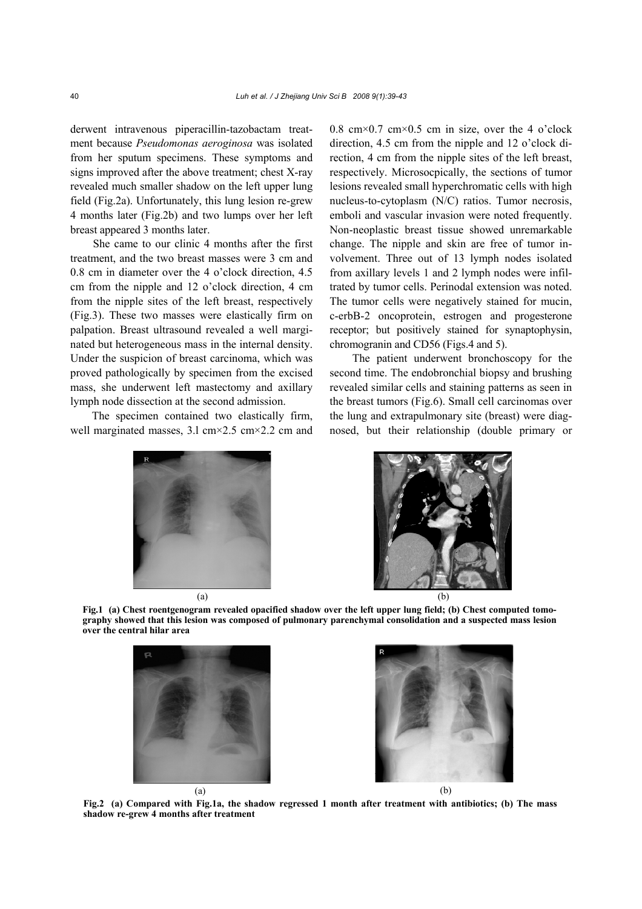derwent intravenous piperacillin-tazobactam treatment because *Pseudomonas aeroginosa* was isolated from her sputum specimens. These symptoms and signs improved after the above treatment; chest X-ray revealed much smaller shadow on the left upper lung field (Fig.2a). Unfortunately, this lung lesion re-grew 4 months later (Fig.2b) and two lumps over her left breast appeared 3 months later.

She came to our clinic 4 months after the first treatment, and the two breast masses were 3 cm and 0.8 cm in diameter over the 4 o'clock direction, 4.5 cm from the nipple and 12 o'clock direction, 4 cm from the nipple sites of the left breast, respectively (Fig.3). These two masses were elastically firm on palpation. Breast ultrasound revealed a well marginated but heterogeneous mass in the internal density. Under the suspicion of breast carcinoma, which was proved pathologically by specimen from the excised mass, she underwent left mastectomy and axillary lymph node dissection at the second admission.

The specimen contained two elastically firm, well marginated masses, 3.1 cm×2.5 cm×2.2 cm and 0.8 cm×0.7 cm×0.5 cm in size, over the 4 o'clock direction, 4.5 cm from the nipple and 12 o'clock direction, 4 cm from the nipple sites of the left breast, respectively. Microsocpically, the sections of tumor lesions revealed small hyperchromatic cells with high nucleus-to-cytoplasm (N/C) ratios. Tumor necrosis, emboli and vascular invasion were noted frequently. Non-neoplastic breast tissue showed unremarkable change. The nipple and skin are free of tumor involvement. Three out of 13 lymph nodes isolated from axillary levels 1 and 2 lymph nodes were infiltrated by tumor cells. Perinodal extension was noted. The tumor cells were negatively stained for mucin, c-erbB-2 oncoprotein, estrogen and progesterone receptor; but positively stained for synaptophysin, chromogranin and CD56 (Figs.4 and 5).

The patient underwent bronchoscopy for the second time. The endobronchial biopsy and brushing revealed similar cells and staining patterns as seen in the breast tumors (Fig.6). Small cell carcinomas over the lung and extrapulmonary site (breast) were diagnosed, but their relationship (double primary or

**Fig.1 (a) Chest roentgenogram revealed opacified shadow over the left upper lung field; (b) Chest computed tomography showed that this lesion was composed of pulmonary parenchymal consolidation and a suspected mass lesion over the central hilar area**

**Fig.2 (a) Compared with Fig.1a, the shadow regressed 1 month after treatment with antibiotics; (b) The mass shadow re-grew 4 months after treatment**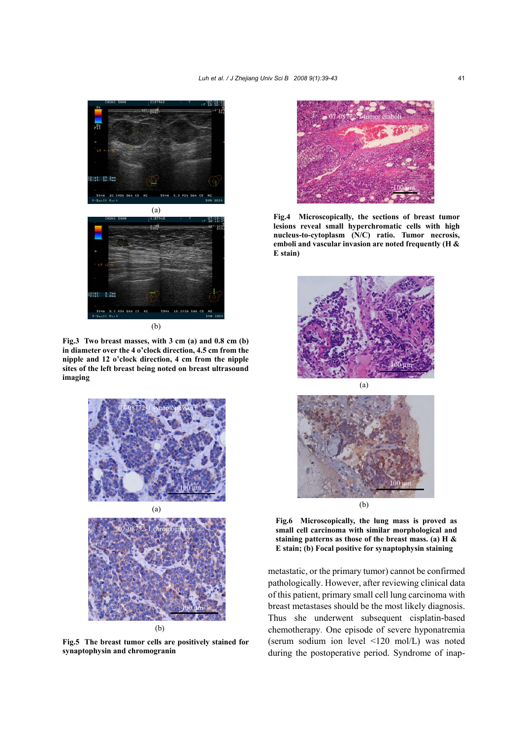(a)

(b)

**Fig.3 Two breast masses, with 3 cm (a) and 0.8 cm (b) in diameter over the 4 o'clock direction, 4.5 cm from the nipple and 12 o'clock direction, 4 cm from the nipple sites of the left breast being noted on breast ultrasound imaging**

(a)

(b)

**Fig.5 The breast tumor cells are positively stained for synaptophysin and chromogranin**

**Fig.4 Microscopically, the sections of breast tumor lesions reveal small hyperchromatic cells with high nucleus-to-cytoplasm (N/C) ratio. Tumor necrosis, emboli and vascular invasion are noted frequently (H & E stain)**

(a)

(b)

**Fig.6 Microscopically, the lung mass is proved as small cell carcinoma with similar morphological and staining patterns as those of the breast mass. (a) H & E stain; (b) Focal positive for synaptophysin staining**

metastatic, or the primary tumor) cannot be confirmed pathologically. However, after reviewing clinical data of this patient, primary small cell lung carcinoma with breast metastases should be the most likely diagnosis. Thus she underwent subsequent cisplatin-based chemotherapy. One episode of severe hyponatremia (serum sodium ion level <120 mol/L) was noted during the postoperative period. Syndrome of inap-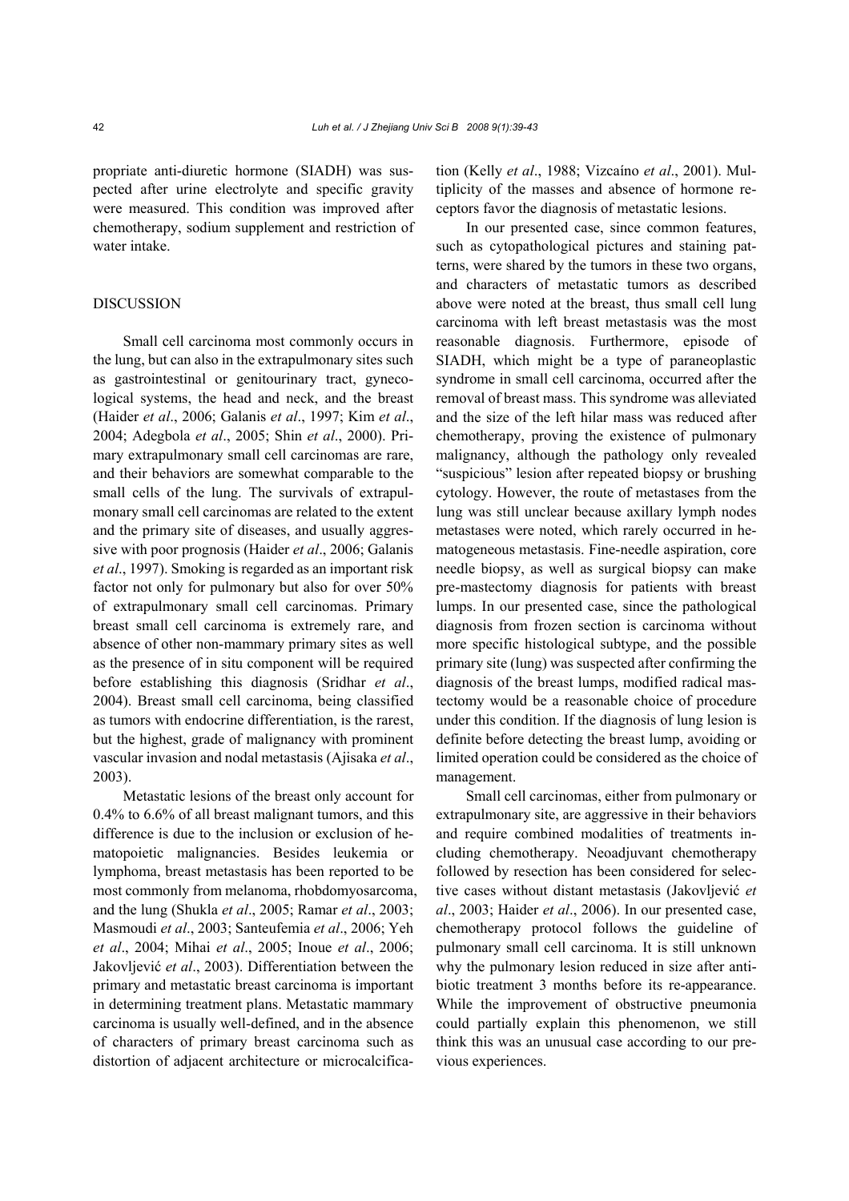propriate anti-diuretic hormone (SIADH) was suspected after urine electrolyte and specific gravity were measured. This condition was improved after chemotherapy, sodium supplement and restriction of water intake.

## DISCUSSION

Small cell carcinoma most commonly occurs in the lung, but can also in the extrapulmonary sites such as gastrointestinal or genitourinary tract, gynecological systems, the head and neck, and the breast (Haider *et al*., 2006; Galanis *et al*., 1997; Kim *et al*., 2004; Adegbola *et al*., 2005; Shin *et al*., 2000). Primary extrapulmonary small cell carcinomas are rare, and their behaviors are somewhat comparable to the small cells of the lung. The survivals of extrapulmonary small cell carcinomas are related to the extent and the primary site of diseases, and usually aggressive with poor prognosis (Haider *et al*., 2006; Galanis *et al*., 1997). Smoking is regarded as an important risk factor not only for pulmonary but also for over 50% of extrapulmonary small cell carcinomas. Primary breast small cell carcinoma is extremely rare, and absence of other non-mammary primary sites as well as the presence of in situ component will be required before establishing this diagnosis (Sridhar *et al*., 2004). Breast small cell carcinoma, being classified as tumors with endocrine differentiation, is the rarest, but the highest, grade of malignancy with prominent vascular invasion and nodal metastasis (Ajisaka *et al*., 2003).

Metastatic lesions of the breast only account for 0.4% to 6.6% of all breast malignant tumors, and this difference is due to the inclusion or exclusion of hematopoietic malignancies. Besides leukemia or lymphoma, breast metastasis has been reported to be most commonly from melanoma, rhobdomyosarcoma, and the lung (Shukla *et al*., 2005; Ramar *et al*., 2003; Masmoudi *et al*., 2003; Santeufemia *et al*., 2006; Yeh *et al*., 2004; Mihai *et al*., 2005; Inoue *et al*., 2006; Jakovljević *et al*., 2003). Differentiation between the primary and metastatic breast carcinoma is important in determining treatment plans. Metastatic mammary carcinoma is usually well-defined, and in the absence of characters of primary breast carcinoma such as distortion of adjacent architecture or microcalcification (Kelly *et al*., 1988; Vizcaíno *et al*., 2001). Multiplicity of the masses and absence of hormone receptors favor the diagnosis of metastatic lesions.

In our presented case, since common features, such as cytopathological pictures and staining patterns, were shared by the tumors in these two organs, and characters of metastatic tumors as described above were noted at the breast, thus small cell lung carcinoma with left breast metastasis was the most reasonable diagnosis. Furthermore, episode of SIADH, which might be a type of paraneoplastic syndrome in small cell carcinoma, occurred after the removal of breast mass. This syndrome was alleviated and the size of the left hilar mass was reduced after chemotherapy, proving the existence of pulmonary malignancy, although the pathology only revealed "suspicious" lesion after repeated biopsy or brushing cytology. However, the route of metastases from the lung was still unclear because axillary lymph nodes metastases were noted, which rarely occurred in hematogeneous metastasis. Fine-needle aspiration, core needle biopsy, as well as surgical biopsy can make pre-mastectomy diagnosis for patients with breast lumps. In our presented case, since the pathological diagnosis from frozen section is carcinoma without more specific histological subtype, and the possible primary site (lung) was suspected after confirming the diagnosis of the breast lumps, modified radical mastectomy would be a reasonable choice of procedure under this condition. If the diagnosis of lung lesion is definite before detecting the breast lump, avoiding or limited operation could be considered as the choice of management.

Small cell carcinomas, either from pulmonary or extrapulmonary site, are aggressive in their behaviors and require combined modalities of treatments including chemotherapy. Neoadjuvant chemotherapy followed by resection has been considered for selective cases without distant metastasis (Jakovljević *et al*., 2003; Haider *et al*., 2006). In our presented case, chemotherapy protocol follows the guideline of pulmonary small cell carcinoma. It is still unknown why the pulmonary lesion reduced in size after antibiotic treatment 3 months before its re-appearance. While the improvement of obstructive pneumonia could partially explain this phenomenon, we still think this was an unusual case according to our previous experiences.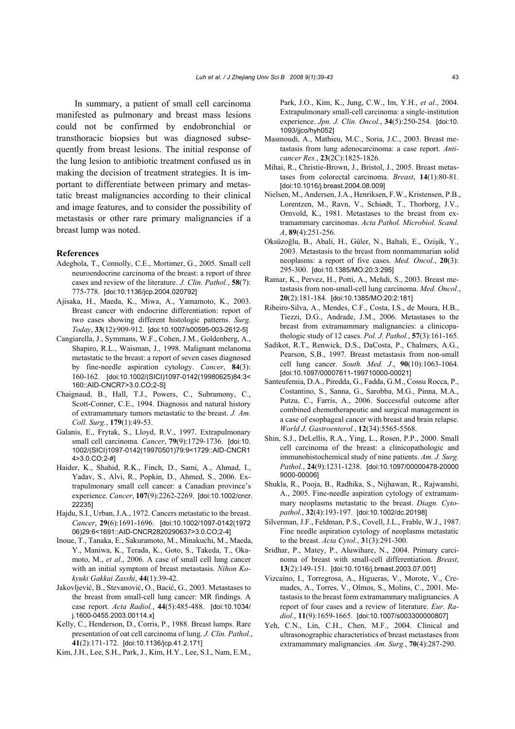In summary, a patient of small cell carcinoma manifested as pulmonary and breast mass lesions could not be confirmed by endobronchial or transthoracic biopsies but was diagnosed subsequently from breast lesions. The initial response of the lung lesion to antibiotic treatment confused us in making the decision of treatment strategies. It is important to differentiate between primary and metastatic breast malignancies according to their clinical and image features, and to consider the possibility of metastasis or other rare primary malignancies if a breast lump was noted.

## References

Adegbola, T., Connolly, C.E., Mortimer, G., 2005. Small cell neuroendocrine carcinoma of the breast: a report of three cases and review of the literature. *J. Clin. Pathol.*, **58**(7): 775-778. [doi:10.1136/jcp.2004.020792]

Ajisaka, H., Maeda, K., Miwa, A., Yamamoto, K., 2003. Breast cancer with endocrine differentiation: report of two cases showing different histologic patterns. *Surg. Today*, **33**(12):909-912. [doi:10.1007/s00595-003-2612-5]

Cangiarella, J., Symmans, W.F., Cohen, J.M., Goldenberg, A., Shapiro, R.L., Waisman, J., 1998. Malignant melanoma metastatic to the breast: a report of seven cases diagnosed by fine-needle aspiration cytology. *Cancer*, **84**(3): 160-162. [doi:10.1002/(SICI)1097-0142(19980625)84:3<160::AID-CNCR7>3.0.CO;2-S]

Chaignaud, B., Hall, T.J., Powers, C., Subramony, C., Scott-Conner, C.E., 1994. Diagnosis and natural history of extramammary tumors metastatic to the breast. *J. Am. Coll. Surg.*, **179**(1):49-53.

Galanis, E., Frytak, S., Lloyd, R.V., 1997. Extrapulmonary small cell carcinoma. *Cancer*, **79**(9):1729-1736. [doi:10.1002/(SICI)1097-0142(19970501)79:9<1729::AID-CNCR14>3.0.CO;2-#]

Haider, K., Shahid, R.K., Finch, D., Sami, A., Ahmad, I., Yadav, S., Alvi, R., Popkin, D., Ahmed, S., 2006. Extrapulmonary small cell cancer: a Canadian province's experience. *Cancer*, **107**(9):2262-2269. [doi:10.1002/cncr.22235]

Hajdu, S.I., Urban, J.A., 1972. Cancers metastatic to the breast. *Cancer*, **29**(6):1691-1696. [doi:10.1002/1097-0142(197206)29:6<1691::AID-CNCR2820290637>3.0.CO;2-4]

Inoue, T., Tanaka, E., Sakuramoto, M., Minakuchi, M., Maeda, Y., Maniwa, K., Terada, K., Goto, S., Takeda, T., Okamoto, M., *et al*., 2006. A case of small cell lung cancer with an initial symptom of breast metastasis. *Nihon Kokyuki Gakkai Zasshi*, **44**(1):39-42.

Jakovljević, B., Stevanović, O., Bacić, G., 2003. Metastases to the breast from small-cell lung cancer: MR findings. A case report. *Acta Radiol.*, **44**(5):485-488. [doi:10.1034/j.1600-0455.2003.00114.x]

Kelly, C., Henderson, D., Corris, P., 1988. Breast lumps. Rare presentation of oat cell carcinoma of lung. *J. Clin. Pathol.*, **41**(2):171-172. [doi:10.1136/jcp.41.2.171]

Kim, J.H., Lee, S.H., Park, J., Kim, H.Y., Lee, S.I., Nam, E.M., Park, J.O., Kim, K., Jung, C.W., Im, Y.H., *et al*., 2004. Extrapulmonary small-cell carcinoma: a single-institution experience. *Jpn. J. Clin. Oncol.*, **34**(5):250-254. [doi:10.1093/jjco/hyh052]

Masmoudi, A., Mathieu, M.C., Soria, J.C., 2003. Breast metastasis from lung adenocarcinoma: a case report. *Anticancer Res.*, **23**(2C):1825-1826.

Mihai, R., Christie-Brown, J., Bristol, J., 2005. Breast metastases from colorectal carcinoma. *Breast*, **14**(1):80-81. [doi:10.1016/j.breast.2004.08.009]

Nielsen, M., Andersen, J.A., Henriksen, F.W., Kristensen, P.B., Lorentzen, M., Ravn, V., Schiødt, T., Thorborg, J.V., Ornvold, K., 1981. Metastases to the breast from extramammary carcinomas. *Acta Pathol. Microbiol. Scand. A*, **89**(4):251-256.

Oksüzoğlu, B., Abali, H., Güler, N., Baltali, E., Ozişik, Y., 2003. Metastasis to the breast from nonmammarian solid neoplasms: a report of five cases. *Med. Oncol.*, **20**(3): 295-300. [doi:10.1385/MO:20:3:295]

Ramar, K., Pervez, H., Potti, A., Mehdi, S., 2003. Breast metastasis from non-small-cell lung carcinoma. *Med. Oncol.*, **20**(2):181-184. [doi:10.1385/MO:20:2:181]

Ribeiro-Silva, A., Mendes, C.F., Costa, I.S., de Moura, H.B., Tiezzi, D.G., Andrade, J.M., 2006. Metastases to the breast from extramammary malignancies: a clinicopathologic study of 12 cases. *Pol. J. Pathol.*, **57**(3):161-165.

Sadikot, R.T., Renwick, D.S., DaCosta, P., Chalmers, A.G., Pearson, S.B., 1997. Breast metastasis from non-small cell lung cancer. *South. Med. J*., **90**(10):1063-1064. [doi:10.1097/00007611-199710000-00021]

Santeufemia, D.A., Piredda, G., Fadda, G.M., Cossu Rocca, P., Costantino, S., Sanna, G., Sarobba, M.G., Pinna, M.A., Putzu, C., Farris, A., 2006. Successful outcome after combined chemotherapeutic and surgical management in a case of esophageal cancer with breast and brain relapse. *World J. Gastroenterol.*, **12**(34):5565-5568.

Shin, S.J., DeLellis, R.A., Ying, L., Rosen, P.P., 2000. Small cell carcinoma of the breast: a clinicopathologic and immunohistochemical study of nine patients. *Am. J. Surg. Pathol.*, **24**(9):1231-1238. [doi:10.1097/00000478-200009000-00006]

Shukla, R., Pooja, B., Radhika, S., Nijhawan, R., Rajwanshi, A., 2005. Fine-needle aspiration cytology of extramammary neoplasms metastatic to the breast. *Diagn. Cytopathol.*, **32**(4):193-197. [doi:10.1002/dc.20198]

Silverman, J.F., Feldman, P.S., Covell, J.L., Frable, W.J., 1987. Fine needle aspiration cytology of neoplasms metastatic to the breast. *Acta Cytol.*, **3**1(3):291-300.

Sridhar, P., Matey, P., Aluwihare, N., 2004. Primary carcinoma of breast with small-cell differentiation. *Breast*, **13**(2):149-151. [doi:10.1016/j.breast.2003.07.001]

Vizcaíno, I., Torregrosa, A., Higueras, V., Morote, V., Cremades, A., Torres, V., Olmos, S., Molins, C., 2001. Metastasis to the breast form extramammary malignancies. A report of four cases and a review of literature. *Eur. Radiol*., **11**(9):1659-1665. [doi:10.1007/s003300000807]

Yeh, C.N., Lin, C.H., Chen, M.F., 2004. Clinical and ultrasonographic characteristics of breast metastases from extramammary malignancies. *Am. Surg.*, **70**(4):287-290.